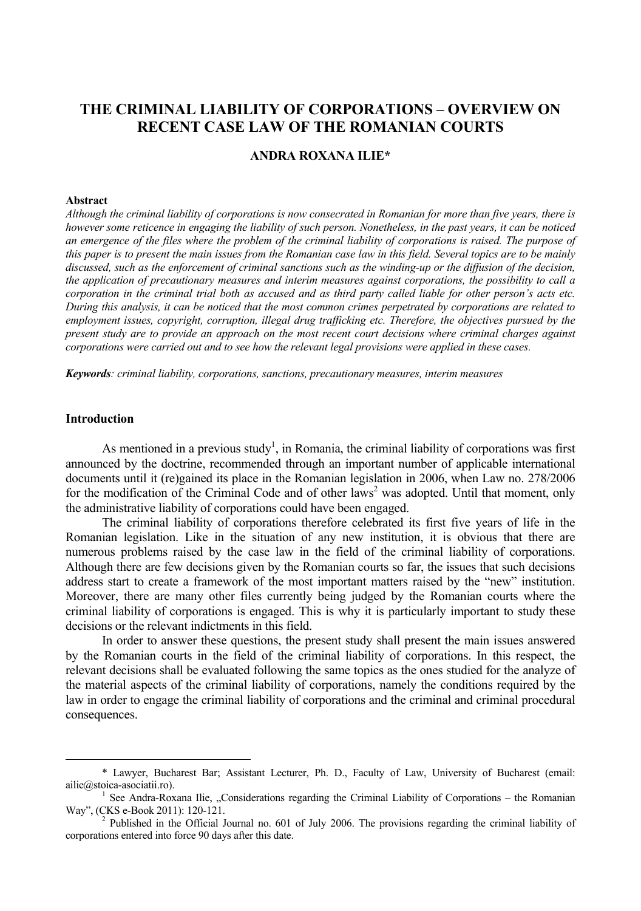# THE CRIMINAL LIABILITY OF CORPORATIONS – OVERVIEW ON RECENT CASE LAW OF THE ROMANIAN COURTS

**ANDRA ROXANA ILIE***

**Abstract**

*Although the criminal liability of corporations is now consecrated in Romanian for more than five years, there is however some reticence in engaging the liability of such person. Nonetheless, in the past years, it can be noticed an emergence of the files where the problem of the criminal liability of corporations is raised. The purpose of this paper is to present the main issues from the Romanian case law in this field. Several topics are to be mainly discussed, such as the enforcement of criminal sanctions such as the winding-up or the diffusion of the decision, the application of precautionary measures and interim measures against corporations, the possibility to call a corporation in the criminal trial both as accused and as third party called liable for other person's acts etc. During this analysis, it can be noticed that the most common crimes perpetrated by corporations are related to employment issues, copyright, corruption, illegal drug trafficking etc. Therefore, the objectives pursued by the present study are to provide an approach on the most recent court decisions where criminal charges against corporations were carried out and to see how the relevant legal provisions were applied in these cases.*

***Keywords****: criminal liability, corporations, sanctions, precautionary measures, interim measures*

## Introduction

As mentioned in a previous study[1], in Romania, the criminal liability of corporations was first announced by the doctrine, recommended through an important number of applicable international documents until it (re)gained its place in the Romanian legislation in 2006, when Law no. 278/2006 for the modification of the Criminal Code and of other laws[2] was adopted. Until that moment, only the administrative liability of corporations could have been engaged.

The criminal liability of corporations therefore celebrated its first five years of life in the Romanian legislation. Like in the situation of any new institution, it is obvious that there are numerous problems raised by the case law in the field of the criminal liability of corporations. Although there are few decisions given by the Romanian courts so far, the issues that such decisions address start to create a framework of the most important matters raised by the "new" institution. Moreover, there are many other files currently being judged by the Romanian courts where the criminal liability of corporations is engaged. This is why it is particularly important to study these decisions or the relevant indictments in this field.

In order to answer these questions, the present study shall present the main issues answered by the Romanian courts in the field of the criminal liability of corporations. In this respect, the relevant decisions shall be evaluated following the same topics as the ones studied for the analyze of the material aspects of the criminal liability of corporations, namely the conditions required by the law in order to engage the criminal liability of corporations and the criminal and criminal procedural consequences.

---

\* Lawyer, Bucharest Bar; Assistant Lecturer, Ph. D., Faculty of Law, University of Bucharest (email: ailie@stoica-asociatii.ro).

[1] See Andra-Roxana Ilie, „Considerations regarding the Criminal Liability of Corporations – the Romanian Way", (CKS e-Book 2011): 120-121.

[2] Published in the Official Journal no. 601 of July 2006. The provisions regarding the criminal liability of corporations entered into force 90 days after this date.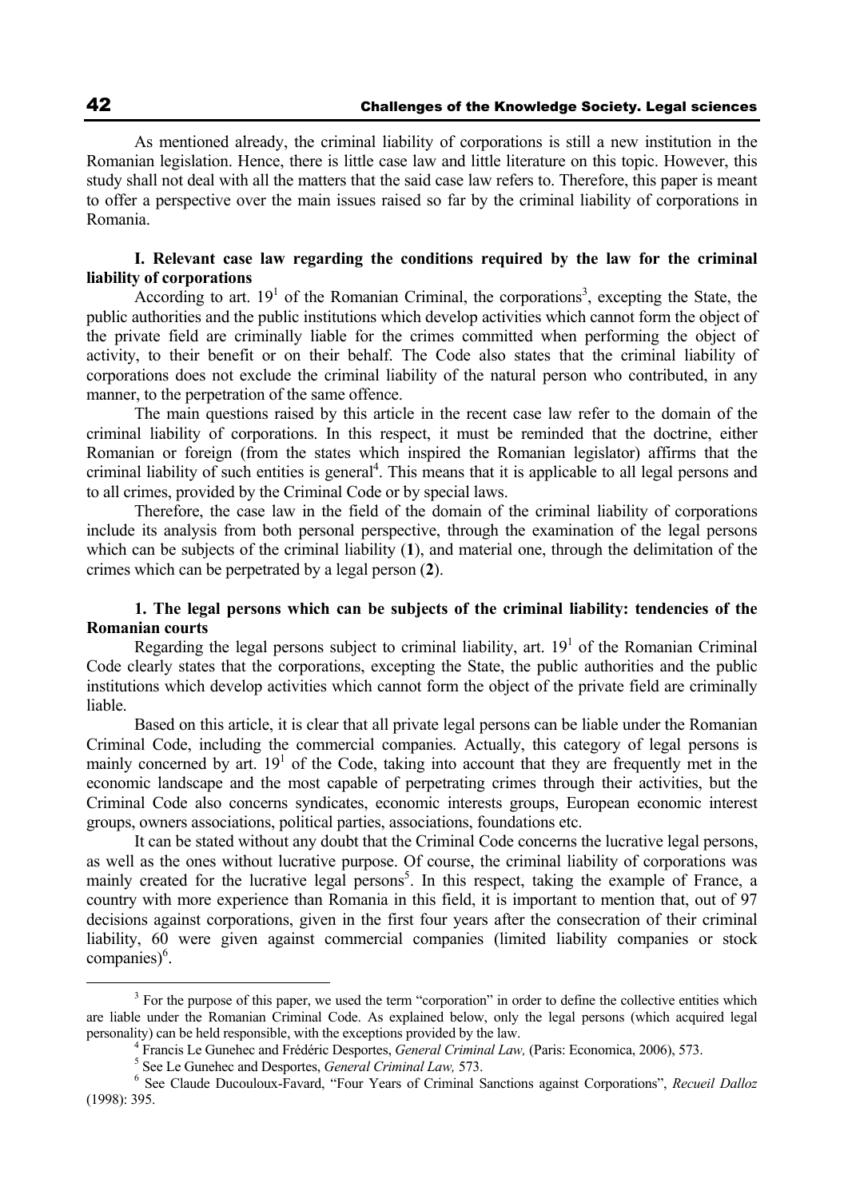As mentioned already, the criminal liability of corporations is still a new institution in the Romanian legislation. Hence, there is little case law and little literature on this topic. However, this study shall not deal with all the matters that the said case law refers to. Therefore, this paper is meant to offer a perspective over the main issues raised so far by the criminal liability of corporations in Romania.

### I. Relevant case law regarding the conditions required by the law for the criminal liability of corporations

According to art. $19^1$ of the Romanian Criminal, the corporations[3], excepting the State, the public authorities and the public institutions which develop activities which cannot form the object of the private field are criminally liable for the crimes committed when performing the object of activity, to their benefit or on their behalf. The Code also states that the criminal liability of corporations does not exclude the criminal liability of the natural person who contributed, in any manner, to the perpetration of the same offence.

The main questions raised by this article in the recent case law refer to the domain of the criminal liability of corporations. In this respect, it must be reminded that the doctrine, either Romanian or foreign (from the states which inspired the Romanian legislator) affirms that the criminal liability of such entities is general[4]. This means that it is applicable to all legal persons and to all crimes, provided by the Criminal Code or by special laws.

Therefore, the case law in the field of the domain of the criminal liability of corporations include its analysis from both personal perspective, through the examination of the legal persons which can be subjects of the criminal liability (**1**), and material one, through the delimitation of the crimes which can be perpetrated by a legal person (**2**).

### 1. The legal persons which can be subjects of the criminal liability: tendencies of the Romanian courts

Regarding the legal persons subject to criminal liability, art. $19^1$ of the Romanian Criminal Code clearly states that the corporations, excepting the State, the public authorities and the public institutions which develop activities which cannot form the object of the private field are criminally liable.

Based on this article, it is clear that all private legal persons can be liable under the Romanian Criminal Code, including the commercial companies. Actually, this category of legal persons is mainly concerned by art. $19^1$ of the Code, taking into account that they are frequently met in the economic landscape and the most capable of perpetrating crimes through their activities, but the Criminal Code also concerns syndicates, economic interests groups, European economic interest groups, owners associations, political parties, associations, foundations etc.

It can be stated without any doubt that the Criminal Code concerns the lucrative legal persons, as well as the ones without lucrative purpose. Of course, the criminal liability of corporations was mainly created for the lucrative legal persons[5]. In this respect, taking the example of France, a country with more experience than Romania in this field, it is important to mention that, out of 97 decisions against corporations, given in the first four years after the consecration of their criminal liability, 60 were given against commercial companies (limited liability companies or stock companies)[6].

---

[3] For the purpose of this paper, we used the term "corporation" in order to define the collective entities which are liable under the Romanian Criminal Code. As explained below, only the legal persons (which acquired legal personality) can be held responsible, with the exceptions provided by the law.

[4] Francis Le Gunehec and Frédéric Desportes, *General Criminal Law,* (Paris: Economica, 2006), 573.

[5] See Le Gunehec and Desportes, *General Criminal Law,* 573.

[6] See Claude Ducouloux-Favard, "Four Years of Criminal Sanctions against Corporations", *Recueil Dalloz* (1998): 395.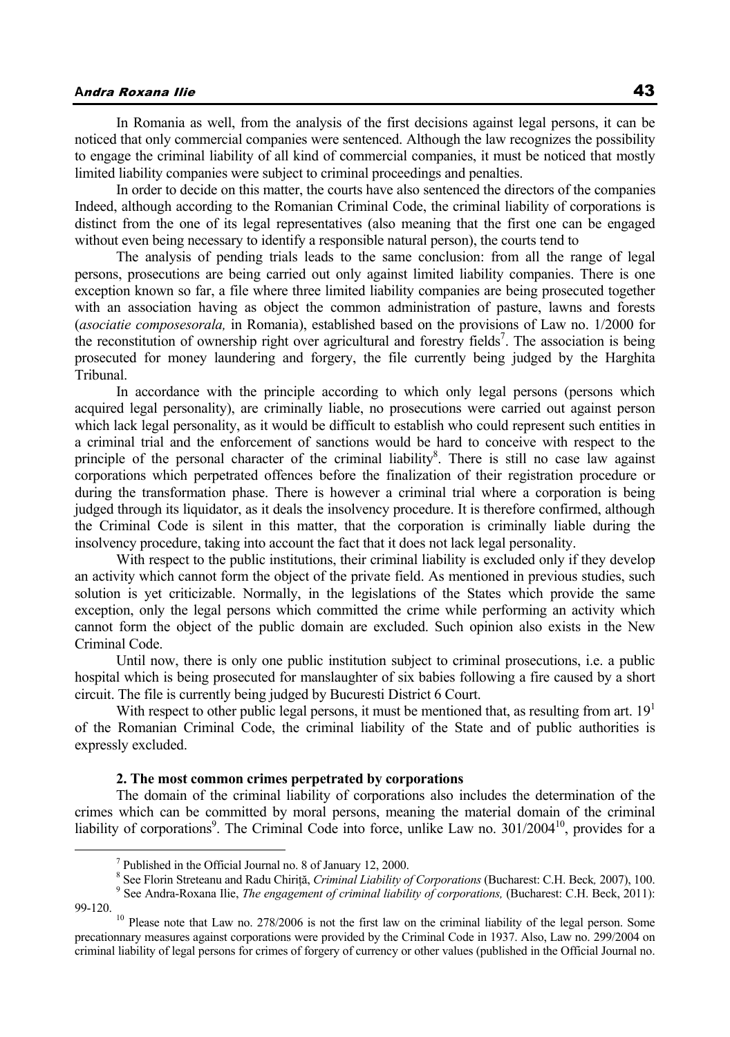In Romania as well, from the analysis of the first decisions against legal persons, it can be noticed that only commercial companies were sentenced. Although the law recognizes the possibility to engage the criminal liability of all kind of commercial companies, it must be noticed that mostly limited liability companies were subject to criminal proceedings and penalties.

In order to decide on this matter, the courts have also sentenced the directors of the companies Indeed, although according to the Romanian Criminal Code, the criminal liability of corporations is distinct from the one of its legal representatives (also meaning that the first one can be engaged without even being necessary to identify a responsible natural person), the courts tend to

The analysis of pending trials leads to the same conclusion: from all the range of legal persons, prosecutions are being carried out only against limited liability companies. There is one exception known so far, a file where three limited liability companies are being prosecuted together with an association having as object the common administration of pasture, lawns and forests (*asociatie composesorala,* in Romania), established based on the provisions of Law no. 1/2000 for the reconstitution of ownership right over agricultural and forestry fields[7]. The association is being prosecuted for money laundering and forgery, the file currently being judged by the Harghita Tribunal.

In accordance with the principle according to which only legal persons (persons which acquired legal personality), are criminally liable, no prosecutions were carried out against person which lack legal personality, as it would be difficult to establish who could represent such entities in a criminal trial and the enforcement of sanctions would be hard to conceive with respect to the principle of the personal character of the criminal liability[8]. There is still no case law against corporations which perpetrated offences before the finalization of their registration procedure or during the transformation phase. There is however a criminal trial where a corporation is being judged through its liquidator, as it deals the insolvency procedure. It is therefore confirmed, although the Criminal Code is silent in this matter, that the corporation is criminally liable during the insolvency procedure, taking into account the fact that it does not lack legal personality.

With respect to the public institutions, their criminal liability is excluded only if they develop an activity which cannot form the object of the private field. As mentioned in previous studies, such solution is yet criticizable. Normally, in the legislations of the States which provide the same exception, only the legal persons which committed the crime while performing an activity which cannot form the object of the public domain are excluded. Such opinion also exists in the New Criminal Code.

Until now, there is only one public institution subject to criminal prosecutions, i.e. a public hospital which is being prosecuted for manslaughter of six babies following a fire caused by a short circuit. The file is currently being judged by Bucuresti District 6 Court.

With respect to other public legal persons, it must be mentioned that, as resulting from art. 19[1] of the Romanian Criminal Code, the criminal liability of the State and of public authorities is expressly excluded.

### 2. The most common crimes perpetrated by corporations

The domain of the criminal liability of corporations also includes the determination of the crimes which can be committed by moral persons, meaning the material domain of the criminal liability of corporations[9]. The Criminal Code into force, unlike Law no. 301/2004[10], provides for a

---

[7] Published in the Official Journal no. 8 of January 12, 2000.

[8] See Florin Streteanu and Radu Chiriță, *Criminal Liability of Corporations* (Bucharest: C.H. Beck*,* 2007), 100.

[9] See Andra-Roxana Ilie, *The engagement of criminal liability of corporations,* (Bucharest: C.H. Beck, 2011): 99-120.

[10] Please note that Law no. 278/2006 is not the first law on the criminal liability of the legal person. Some precautionnary measures against corporations were provided by the Criminal Code in 1937. Also, Law no. 299/2004 on criminal liability of legal persons for crimes of forgery of currency or other values (published in the Official Journal no.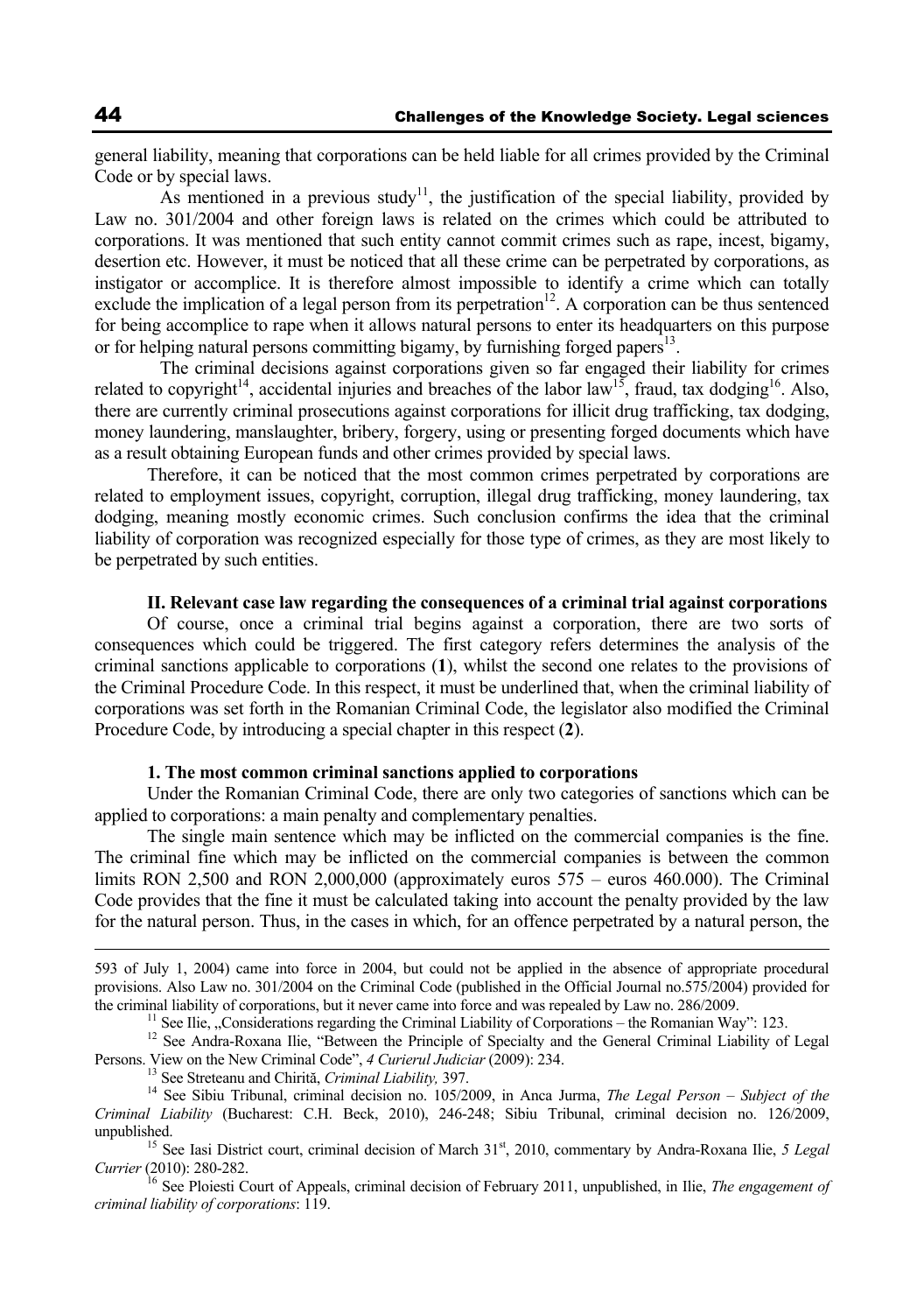general liability, meaning that corporations can be held liable for all crimes provided by the Criminal Code or by special laws.

As mentioned in a previous study[11], the justification of the special liability, provided by Law no. 301/2004 and other foreign laws is related on the crimes which could be attributed to corporations. It was mentioned that such entity cannot commit crimes such as rape, incest, bigamy, desertion etc. However, it must be noticed that all these crime can be perpetrated by corporations, as instigator or accomplice. It is therefore almost impossible to identify a crime which can totally exclude the implication of a legal person from its perpetration[12]. A corporation can be thus sentenced for being accomplice to rape when it allows natural persons to enter its headquarters on this purpose or for helping natural persons committing bigamy, by furnishing forged papers[13].

The criminal decisions against corporations given so far engaged their liability for crimes related to copyright[14], accidental injuries and breaches of the labor law[15], fraud, tax dodging[16]. Also, there are currently criminal prosecutions against corporations for illicit drug trafficking, tax dodging, money laundering, manslaughter, bribery, forgery, using or presenting forged documents which have as a result obtaining European funds and other crimes provided by special laws.

Therefore, it can be noticed that the most common crimes perpetrated by corporations are related to employment issues, copyright, corruption, illegal drug trafficking, money laundering, tax dodging, meaning mostly economic crimes. Such conclusion confirms the idea that the criminal liability of corporation was recognized especially for those type of crimes, as they are most likely to be perpetrated by such entities.

## II. Relevant case law regarding the consequences of a criminal trial against corporations

Of course, once a criminal trial begins against a corporation, there are two sorts of consequences which could be triggered. The first category refers determines the analysis of the criminal sanctions applicable to corporations (**1**), whilst the second one relates to the provisions of the Criminal Procedure Code. In this respect, it must be underlined that, when the criminal liability of corporations was set forth in the Romanian Criminal Code, the legislator also modified the Criminal Procedure Code, by introducing a special chapter in this respect (**2**).

### 1. The most common criminal sanctions applied to corporations

Under the Romanian Criminal Code, there are only two categories of sanctions which can be applied to corporations: a main penalty and complementary penalties.

The single main sentence which may be inflicted on the commercial companies is the fine. The criminal fine which may be inflicted on the commercial companies is between the common limits RON 2,500 and RON 2,000,000 (approximately euros 575 – euros 460.000). The Criminal Code provides that the fine it must be calculated taking into account the penalty provided by the law for the natural person. Thus, in the cases in which, for an offence perpetrated by a natural person, the

---

593 of July 1, 2004) came into force in 2004, but could not be applied in the absence of appropriate procedural provisions. Also Law no. 301/2004 on the Criminal Code (published in the Official Journal no.575/2004) provided for the criminal liability of corporations, but it never came into force and was repealed by Law no. 286/2009.

[11] See Ilie, „Considerations regarding the Criminal Liability of Corporations – the Romanian Way": 123.

[12] See Andra-Roxana Ilie, "Between the Principle of Specialty and the General Criminal Liability of Legal Persons. View on the New Criminal Code", *4 Curierul Judiciar* (2009): 234.

[13] See Streteanu and Chiriță, *Criminal Liability,* 397.

[14] See Sibiu Tribunal, criminal decision no. 105/2009, in Anca Jurma, *The Legal Person – Subject of the Criminal Liability* (Bucharest: C.H. Beck, 2010), 246-248; Sibiu Tribunal, criminal decision no. 126/2009, unpublished.

[15] See Iasi District court, criminal decision of March 31st, 2010, commentary by Andra-Roxana Ilie, *5 Legal Currier* (2010): 280-282.

[16] See Ploiesti Court of Appeals, criminal decision of February 2011, unpublished, in Ilie, *The engagement of criminal liability of corporations*: 119.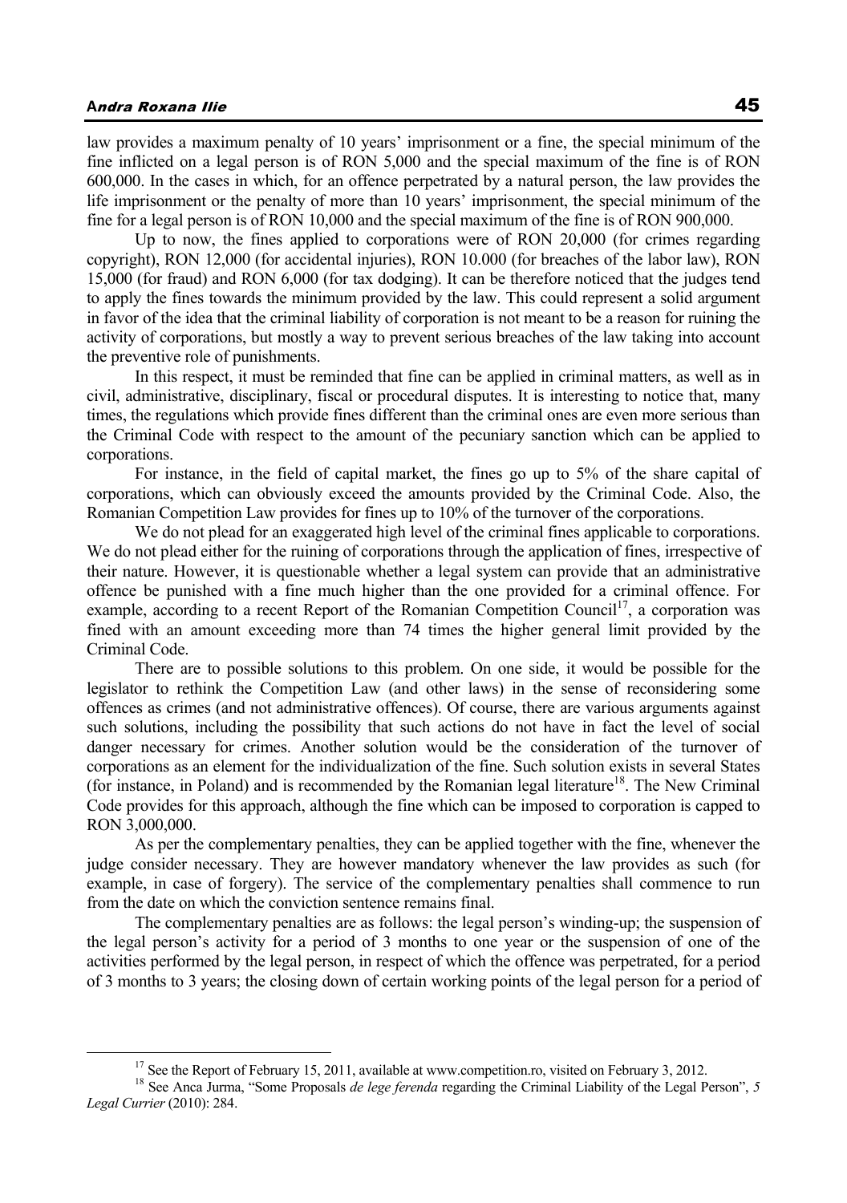law provides a maximum penalty of 10 years' imprisonment or a fine, the special minimum of the fine inflicted on a legal person is of RON 5,000 and the special maximum of the fine is of RON 600,000. In the cases in which, for an offence perpetrated by a natural person, the law provides the life imprisonment or the penalty of more than 10 years' imprisonment, the special minimum of the fine for a legal person is of RON 10,000 and the special maximum of the fine is of RON 900,000.

Up to now, the fines applied to corporations were of RON 20,000 (for crimes regarding copyright), RON 12,000 (for accidental injuries), RON 10.000 (for breaches of the labor law), RON 15,000 (for fraud) and RON 6,000 (for tax dodging). It can be therefore noticed that the judges tend to apply the fines towards the minimum provided by the law. This could represent a solid argument in favor of the idea that the criminal liability of corporation is not meant to be a reason for ruining the activity of corporations, but mostly a way to prevent serious breaches of the law taking into account the preventive role of punishments.

In this respect, it must be reminded that fine can be applied in criminal matters, as well as in civil, administrative, disciplinary, fiscal or procedural disputes. It is interesting to notice that, many times, the regulations which provide fines different than the criminal ones are even more serious than the Criminal Code with respect to the amount of the pecuniary sanction which can be applied to corporations.

For instance, in the field of capital market, the fines go up to 5% of the share capital of corporations, which can obviously exceed the amounts provided by the Criminal Code. Also, the Romanian Competition Law provides for fines up to 10% of the turnover of the corporations.

We do not plead for an exaggerated high level of the criminal fines applicable to corporations. We do not plead either for the ruining of corporations through the application of fines, irrespective of their nature. However, it is questionable whether a legal system can provide that an administrative offence be punished with a fine much higher than the one provided for a criminal offence. For example, according to a recent Report of the Romanian Competition Council[17], a corporation was fined with an amount exceeding more than 74 times the higher general limit provided by the Criminal Code.

There are to possible solutions to this problem. On one side, it would be possible for the legislator to rethink the Competition Law (and other laws) in the sense of reconsidering some offences as crimes (and not administrative offences). Of course, there are various arguments against such solutions, including the possibility that such actions do not have in fact the level of social danger necessary for crimes. Another solution would be the consideration of the turnover of corporations as an element for the individualization of the fine. Such solution exists in several States (for instance, in Poland) and is recommended by the Romanian legal literature[18]. The New Criminal Code provides for this approach, although the fine which can be imposed to corporation is capped to RON 3,000,000.

As per the complementary penalties, they can be applied together with the fine, whenever the judge consider necessary. They are however mandatory whenever the law provides as such (for example, in case of forgery). The service of the complementary penalties shall commence to run from the date on which the conviction sentence remains final.

The complementary penalties are as follows: the legal person's winding-up; the suspension of the legal person's activity for a period of 3 months to one year or the suspension of one of the activities performed by the legal person, in respect of which the offence was perpetrated, for a period of 3 months to 3 years; the closing down of certain working points of the legal person for a period of

[17] See the Report of February 15, 2011, available at www.competition.ro, visited on February 3, 2012.

[18] See Anca Jurma, "Some Proposals *de lege ferenda* regarding the Criminal Liability of the Legal Person", *5 Legal Currier* (2010): 284.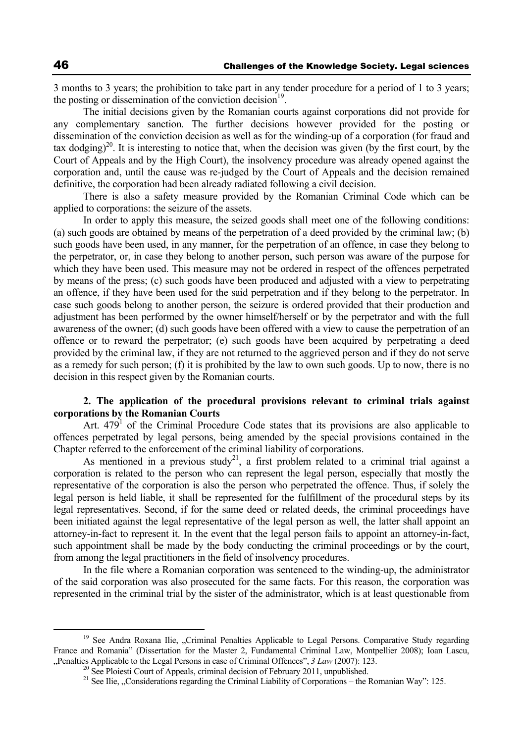3 months to 3 years; the prohibition to take part in any tender procedure for a period of 1 to 3 years; the posting or dissemination of the conviction decision[19].

The initial decisions given by the Romanian courts against corporations did not provide for any complementary sanction. The further decisions however provided for the posting or dissemination of the conviction decision as well as for the winding-up of a corporation (for fraud and tax dodging)[20]. It is interesting to notice that, when the decision was given (by the first court, by the Court of Appeals and by the High Court), the insolvency procedure was already opened against the corporation and, until the cause was re-judged by the Court of Appeals and the decision remained definitive, the corporation had been already radiated following a civil decision.

There is also a safety measure provided by the Romanian Criminal Code which can be applied to corporations: the seizure of the assets.

In order to apply this measure, the seized goods shall meet one of the following conditions: (a) such goods are obtained by means of the perpetration of a deed provided by the criminal law; (b) such goods have been used, in any manner, for the perpetration of an offence, in case they belong to the perpetrator, or, in case they belong to another person, such person was aware of the purpose for which they have been used. This measure may not be ordered in respect of the offences perpetrated by means of the press; (c) such goods have been produced and adjusted with a view to perpetrating an offence, if they have been used for the said perpetration and if they belong to the perpetrator. In case such goods belong to another person, the seizure is ordered provided that their production and adjustment has been performed by the owner himself/herself or by the perpetrator and with the full awareness of the owner; (d) such goods have been offered with a view to cause the perpetration of an offence or to reward the perpetrator; (e) such goods have been acquired by perpetrating a deed provided by the criminal law, if they are not returned to the aggrieved person and if they do not serve as a remedy for such person; (f) it is prohibited by the law to own such goods. Up to now, there is no decision in this respect given by the Romanian courts.

## 2. The application of the procedural provisions relevant to criminal trials against corporations by the Romanian Courts

Art. 479[1] of the Criminal Procedure Code states that its provisions are also applicable to offences perpetrated by legal persons, being amended by the special provisions contained in the Chapter referred to the enforcement of the criminal liability of corporations.

As mentioned in a previous study[21], a first problem related to a criminal trial against a corporation is related to the person who can represent the legal person, especially that mostly the representative of the corporation is also the person who perpetrated the offence. Thus, if solely the legal person is held liable, it shall be represented for the fulfillment of the procedural steps by its legal representatives. Second, if for the same deed or related deeds, the criminal proceedings have been initiated against the legal representative of the legal person as well, the latter shall appoint an attorney-in-fact to represent it. In the event that the legal person fails to appoint an attorney-in-fact, such appointment shall be made by the body conducting the criminal proceedings or by the court, from among the legal practitioners in the field of insolvency procedures.

In the file where a Romanian corporation was sentenced to the winding-up, the administrator of the said corporation was also prosecuted for the same facts. For this reason, the corporation was represented in the criminal trial by the sister of the administrator, which is at least questionable from

---

[19] See Andra Roxana Ilie, „Criminal Penalties Applicable to Legal Persons. Comparative Study regarding France and Romania" (Dissertation for the Master 2, Fundamental Criminal Law, Montpellier 2008); Ioan Lascu, „Penalties Applicable to the Legal Persons in case of Criminal Offences", *3 Law* (2007): 123.

[20] See Ploiesti Court of Appeals, criminal decision of February 2011, unpublished.

[21] See Ilie, „Considerations regarding the Criminal Liability of Corporations – the Romanian Way": 125.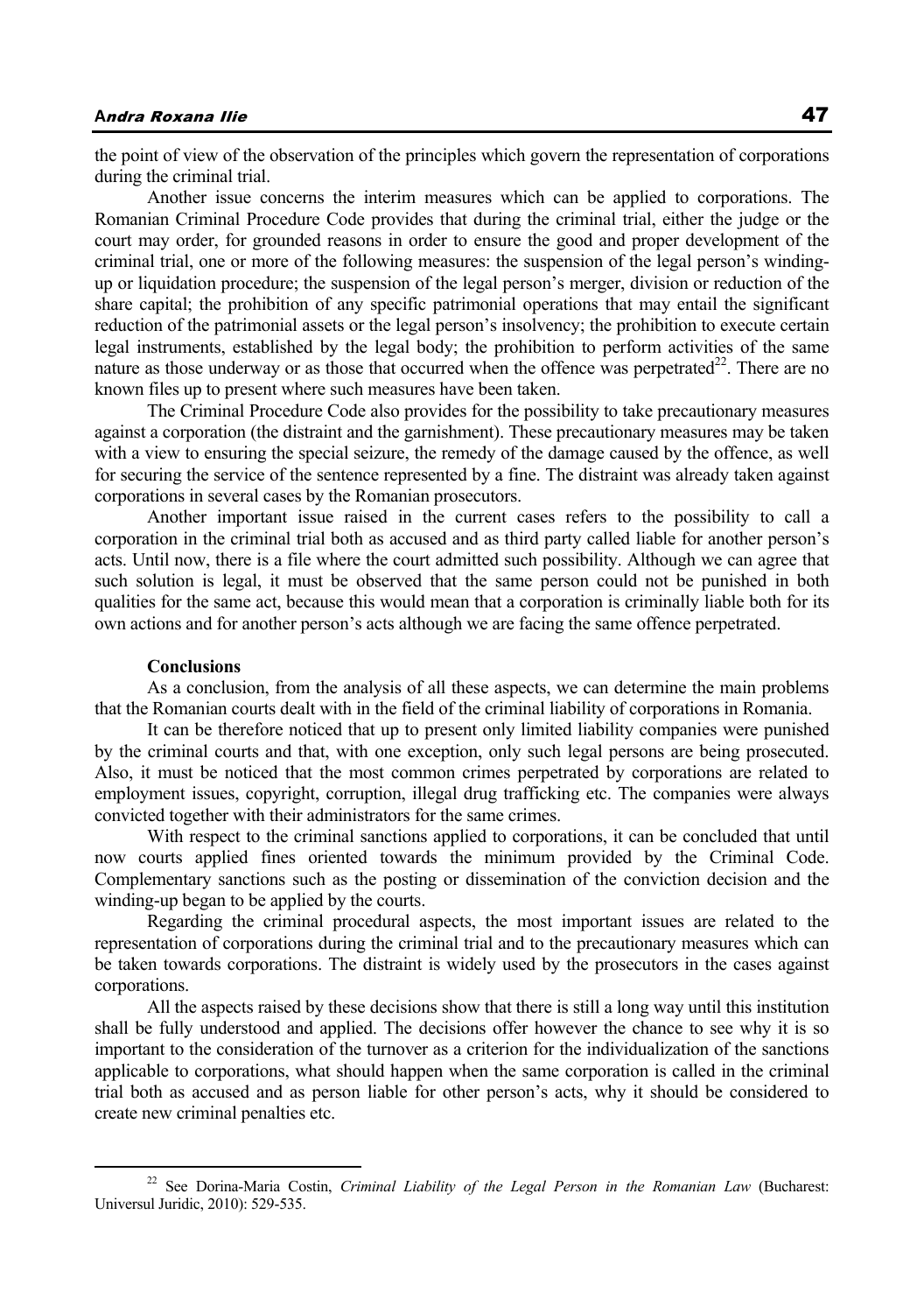the point of view of the observation of the principles which govern the representation of corporations during the criminal trial.

Another issue concerns the interim measures which can be applied to corporations. The Romanian Criminal Procedure Code provides that during the criminal trial, either the judge or the court may order, for grounded reasons in order to ensure the good and proper development of the criminal trial, one or more of the following measures: the suspension of the legal person's winding-up or liquidation procedure; the suspension of the legal person's merger, division or reduction of the share capital; the prohibition of any specific patrimonial operations that may entail the significant reduction of the patrimonial assets or the legal person's insolvency; the prohibition to execute certain legal instruments, established by the legal body; the prohibition to perform activities of the same nature as those underway or as those that occurred when the offence was perpetrated[22]. There are no known files up to present where such measures have been taken.

The Criminal Procedure Code also provides for the possibility to take precautionary measures against a corporation (the distraint and the garnishment). These precautionary measures may be taken with a view to ensuring the special seizure, the remedy of the damage caused by the offence, as well for securing the service of the sentence represented by a fine. The distraint was already taken against corporations in several cases by the Romanian prosecutors.

Another important issue raised in the current cases refers to the possibility to call a corporation in the criminal trial both as accused and as third party called liable for another person's acts. Until now, there is a file where the court admitted such possibility. Although we can agree that such solution is legal, it must be observed that the same person could not be punished in both qualities for the same act, because this would mean that a corporation is criminally liable both for its own actions and for another person's acts although we are facing the same offence perpetrated.

**Conclusions**

As a conclusion, from the analysis of all these aspects, we can determine the main problems that the Romanian courts dealt with in the field of the criminal liability of corporations in Romania.

It can be therefore noticed that up to present only limited liability companies were punished by the criminal courts and that, with one exception, only such legal persons are being prosecuted. Also, it must be noticed that the most common crimes perpetrated by corporations are related to employment issues, copyright, corruption, illegal drug trafficking etc. The companies were always convicted together with their administrators for the same crimes.

With respect to the criminal sanctions applied to corporations, it can be concluded that until now courts applied fines oriented towards the minimum provided by the Criminal Code. Complementary sanctions such as the posting or dissemination of the conviction decision and the winding-up began to be applied by the courts.

Regarding the criminal procedural aspects, the most important issues are related to the representation of corporations during the criminal trial and to the precautionary measures which can be taken towards corporations. The distraint is widely used by the prosecutors in the cases against corporations.

All the aspects raised by these decisions show that there is still a long way until this institution shall be fully understood and applied. The decisions offer however the chance to see why it is so important to the consideration of the turnover as a criterion for the individualization of the sanctions applicable to corporations, what should happen when the same corporation is called in the criminal trial both as accused and as person liable for other person's acts, why it should be considered to create new criminal penalties etc.

---

[22] See Dorina-Maria Costin, *Criminal Liability of the Legal Person in the Romanian Law* (Bucharest: Universul Juridic, 2010): 529-535.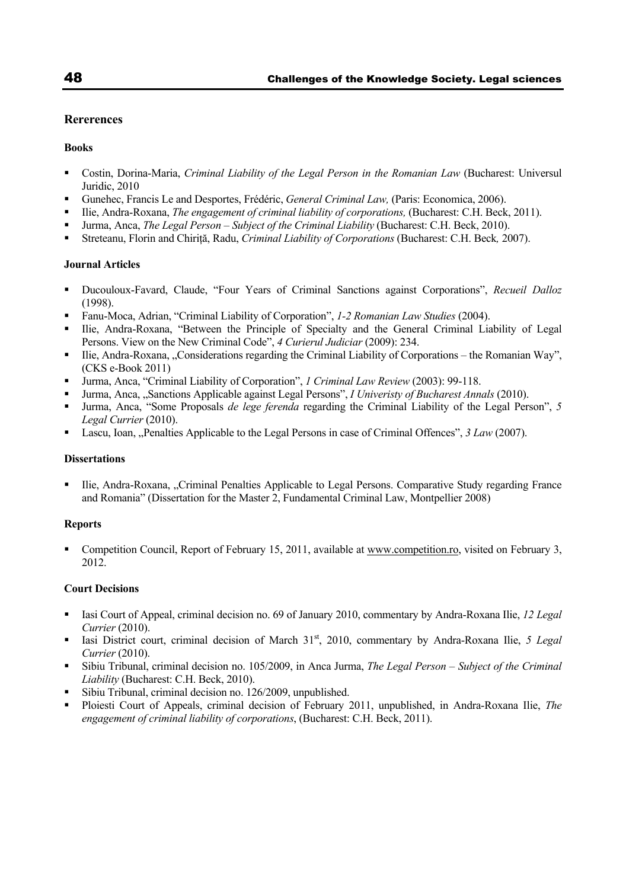## Rererences

### Books

- Costin, Dorina-Maria, *Criminal Liability of the Legal Person in the Romanian Law* (Bucharest: Universul Juridic, 2010
- Gunehec, Francis Le and Desportes, Frédéric, *General Criminal Law,* (Paris: Economica, 2006).
- Ilie, Andra-Roxana, *The engagement of criminal liability of corporations,* (Bucharest: C.H. Beck, 2011).
- Jurma, Anca, *The Legal Person – Subject of the Criminal Liability* (Bucharest: C.H. Beck, 2010).
- Streteanu, Florin and Chiriţă, Radu, *Criminal Liability of Corporations* (Bucharest: C.H. Beck*,* 2007).

### Journal Articles

- Ducouloux-Favard, Claude, "Four Years of Criminal Sanctions against Corporations", *Recueil Dalloz* (1998).
- Fanu-Moca, Adrian, "Criminal Liability of Corporation", *1-2 Romanian Law Studies* (2004).
- Ilie, Andra-Roxana, "Between the Principle of Specialty and the General Criminal Liability of Legal Persons. View on the New Criminal Code", *4 Curierul Judiciar* (2009): 234.
- Ilie, Andra-Roxana, „Considerations regarding the Criminal Liability of Corporations – the Romanian Way", (CKS e-Book 2011)
- Jurma, Anca, "Criminal Liability of Corporation", *1 Criminal Law Review* (2003): 99-118.
- Jurma, Anca, „Sanctions Applicable against Legal Persons", *I Univeristy of Bucharest Annals* (2010).
- Jurma, Anca, "Some Proposals *de lege ferenda* regarding the Criminal Liability of the Legal Person", *5 Legal Currier* (2010).
- Lascu, Ioan, „Penalties Applicable to the Legal Persons in case of Criminal Offences", *3 Law* (2007).

### Dissertations

- Ilie, Andra-Roxana, „Criminal Penalties Applicable to Legal Persons. Comparative Study regarding France and Romania" (Dissertation for the Master 2, Fundamental Criminal Law, Montpellier 2008)

### Reports

- Competition Council, Report of February 15, 2011, available at www.competition.ro, visited on February 3, 2012.

### Court Decisions

- Iasi Court of Appeal, criminal decision no. 69 of January 2010, commentary by Andra-Roxana Ilie, *12 Legal Currier* (2010).
- Iasi District court, criminal decision of March 31st, 2010, commentary by Andra-Roxana Ilie, *5 Legal Currier* (2010).
- Sibiu Tribunal, criminal decision no. 105/2009, in Anca Jurma, *The Legal Person – Subject of the Criminal Liability* (Bucharest: C.H. Beck, 2010).
- Sibiu Tribunal, criminal decision no. 126/2009, unpublished.
- Ploiesti Court of Appeals, criminal decision of February 2011, unpublished, in Andra-Roxana Ilie, *The engagement of criminal liability of corporations*, (Bucharest: C.H. Beck, 2011).